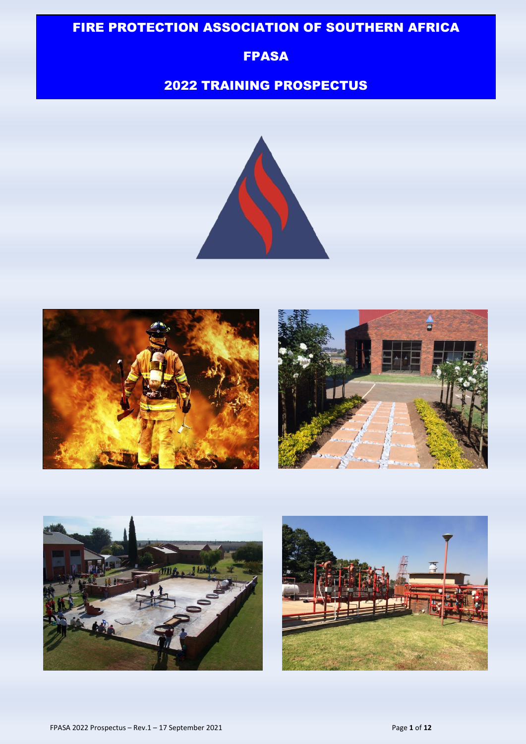# FIRE PROTECTION ASSOCIATION OF SOUTHERN AFRICA

# FPASA

# 2022 TRAINING PROSPECTUS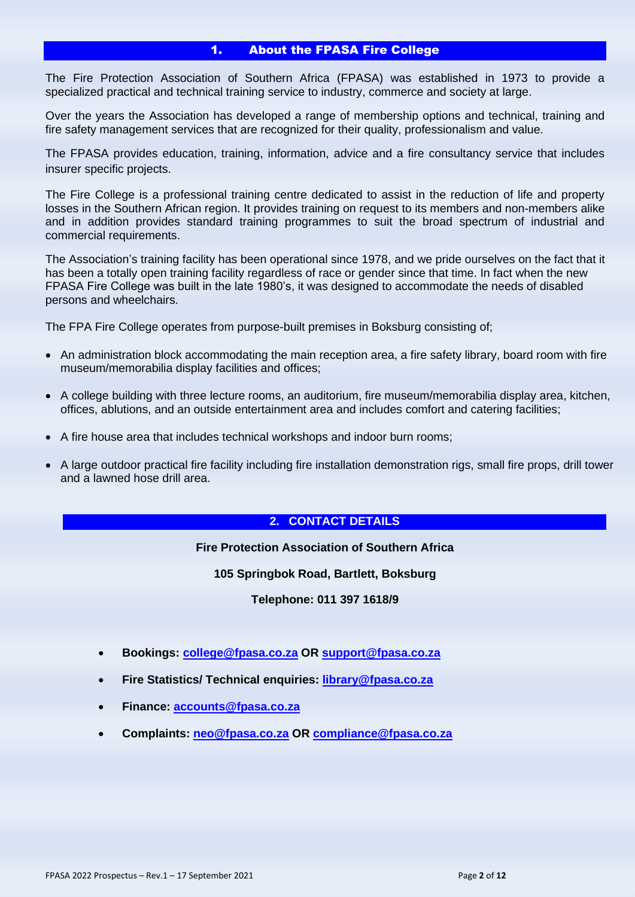## 1. About the FPASA Fire College

The Fire Protection Association of Southern Africa (FPASA) was established in 1973 to provide a specialized practical and technical training service to industry, commerce and society at large.

Over the years the Association has developed a range of membership options and technical, training and fire safety management services that are recognized for their quality, professionalism and value.

The FPASA provides education, training, information, advice and a fire consultancy service that includes insurer specific projects.

The Fire College is a professional training centre dedicated to assist in the reduction of life and property losses in the Southern African region. It provides training on request to its members and non-members alike and in addition provides standard training programmes to suit the broad spectrum of industrial and commercial requirements.

The Association's training facility has been operational since 1978, and we pride ourselves on the fact that it has been a totally open training facility regardless of race or gender since that time. In fact when the new FPASA Fire College was built in the late 1980's, it was designed to accommodate the needs of disabled persons and wheelchairs.

The FPA Fire College operates from purpose-built premises in Boksburg consisting of;

- An administration block accommodating the main reception area, a fire safety library, board room with fire museum/memorabilia display facilities and offices;
- A college building with three lecture rooms, an auditorium, fire museum/memorabilia display area, kitchen, offices, ablutions, and an outside entertainment area and includes comfort and catering facilities;
- A fire house area that includes technical workshops and indoor burn rooms;
- A large outdoor practical fire facility including fire installation demonstration rigs, small fire props, drill tower and a lawned hose drill area.

## 2. CONTACT DETAILS

**Fire Protection Association of Southern Africa**

**105 Springbok Road, Bartlett, Boksburg**

**Telephone: 011 397 1618/9**

- **Bookings: college@fpasa.co.za OR support@fpasa.co.za**
- **Fire Statistics/ Technical enquiries: library@fpasa.co.za**
- **Finance: accounts@fpasa.co.za**
- **Complaints: neo@fpasa.co.za OR compliance@fpasa.co.za**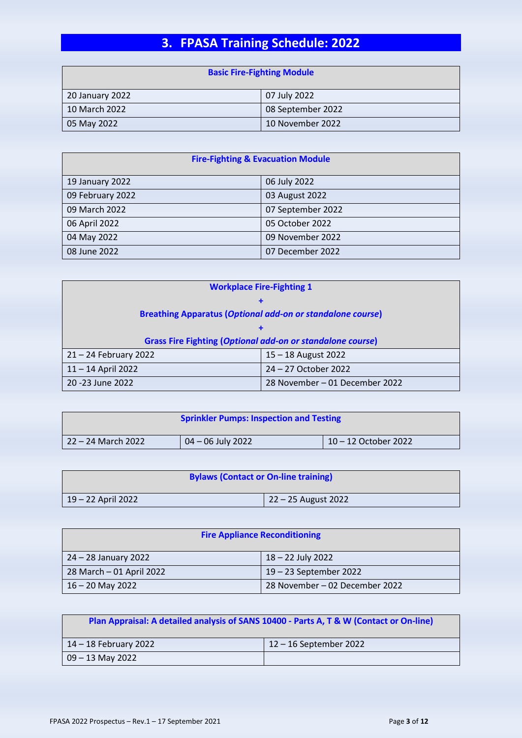## 3. FPASA Training Schedule: 2022

| **Basic Fire-Fighting Module** | |
|---|---|
| 20 January 2022 | 07 July 2022 |
| 10 March 2022 | 08 September 2022 |
| 05 May 2022 | 10 November 2022 |

| **Fire-Fighting & Evacuation Module** | |
|---|---|
| 19 January 2022 | 06 July 2022 |
| 09 February 2022 | 03 August 2022 |
| 09 March 2022 | 07 September 2022 |
| 06 April 2022 | 05 October 2022 |
| 04 May 2022 | 09 November 2022 |
| 08 June 2022 | 07 December 2022 |

| **Workplace Fire-Fighting 1 + Breathing Apparatus (*Optional add-on or standalone course*) + Grass Fire Fighting (*Optional add-on or standalone course*)** | |
|---|---|
| 21 – 24 February 2022 | 15 – 18 August 2022 |
| 11 – 14 April 2022 | 24 – 27 October 2022 |
| 20 -23 June 2022 | 28 November – 01 December 2022 |

| **Sprinkler Pumps: Inspection and Testing** | | |
|---|---|---|
| 22 – 24 March 2022 | 04 – 06 July 2022 | 10 – 12 October 2022 |

| **Bylaws (Contact or On-line training)** | |
|---|---|
| 19 – 22 April 2022 | 22 – 25 August 2022 |

| **Fire Appliance Reconditioning** | |
|---|---|
| 24 – 28 January 2022 | 18 – 22 July 2022 |
| 28 March – 01 April 2022 | 19 – 23 September 2022 |
| 16 – 20 May 2022 | 28 November – 02 December 2022 |

| **Plan Appraisal: A detailed analysis of SANS 10400 - Parts A, T & W (Contact or On-line)** | |
|---|---|
| 14 – 18 February 2022 | 12 – 16 September 2022 |
| 09 – 13 May 2022 | |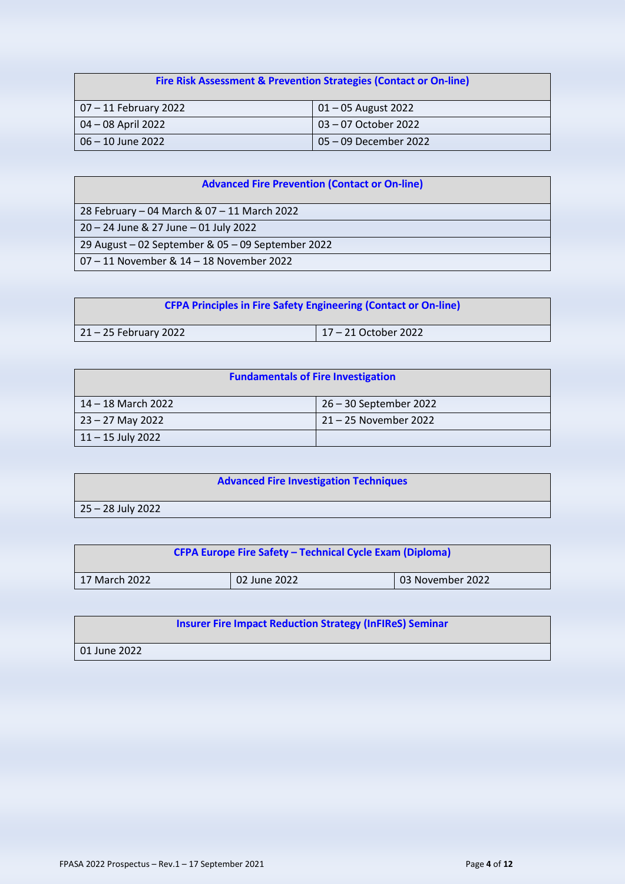| Fire Risk Assessment & Prevention Strategies (Contact or On-line) | |
|---|---|
| 07 – 11 February 2022 | 01 – 05 August 2022 |
| 04 – 08 April 2022 | 03 – 07 October 2022 |
| 06 – 10 June 2022 | 05 – 09 December 2022 |

| Advanced Fire Prevention (Contact or On-line) |
|---|
| 28 February – 04 March & 07 – 11 March 2022 |
| 20 – 24 June & 27 June – 01 July 2022 |
| 29 August – 02 September & 05 – 09 September 2022 |
| 07 – 11 November & 14 – 18 November 2022 |

| CFPA Principles in Fire Safety Engineering (Contact or On-line) | |
|---|---|
| 21 – 25 February 2022 | 17 – 21 October 2022 |

| Fundamentals of Fire Investigation | |
|---|---|
| 14 – 18 March 2022 | 26 – 30 September 2022 |
| 23 – 27 May 2022 | 21 – 25 November 2022 |
| 11 – 15 July 2022 | |

| Advanced Fire Investigation Techniques |
|---|
| 25 – 28 July 2022 |

| CFPA Europe Fire Safety – Technical Cycle Exam (Diploma) | | |
|---|---|---|
| 17 March 2022 | 02 June 2022 | 03 November 2022 |

| Insurer Fire Impact Reduction Strategy (InFIReS) Seminar |
|---|
| 01 June 2022 |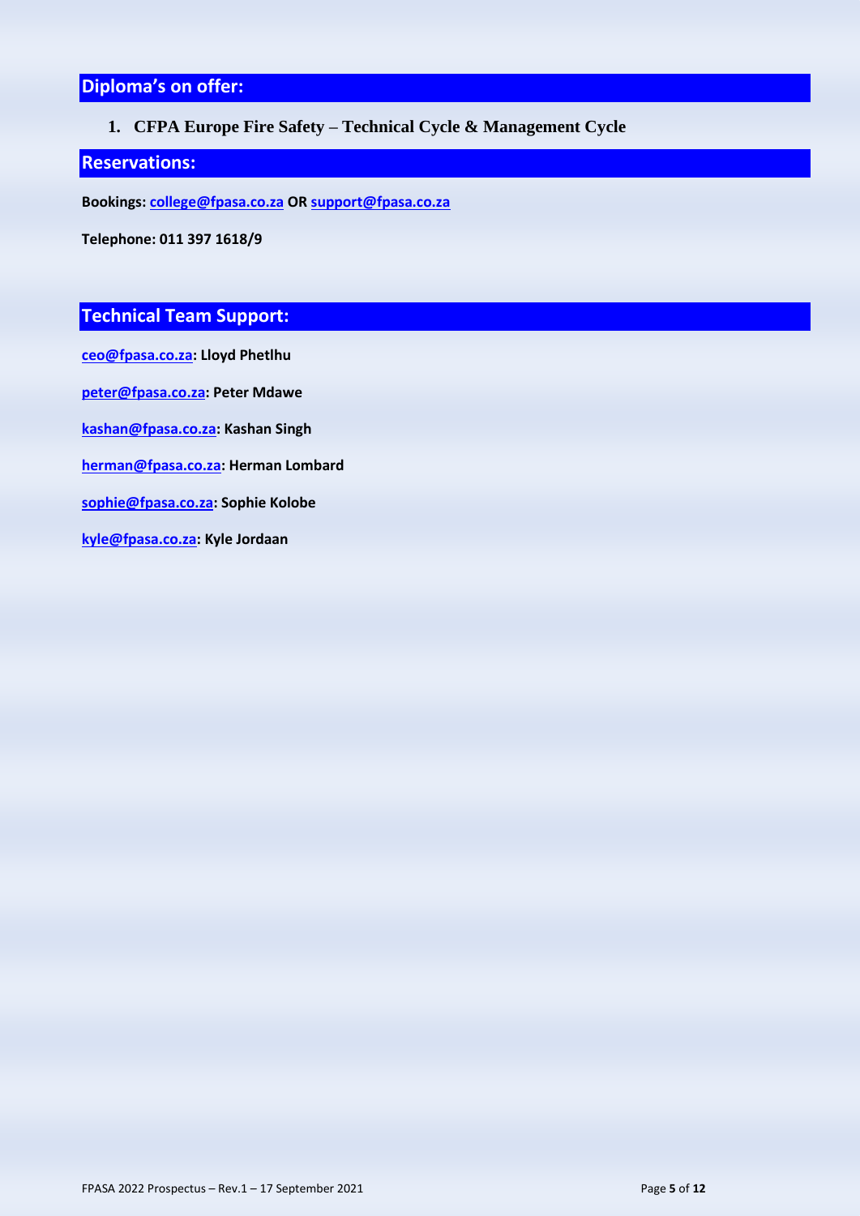## Diploma's on offer:

1. **CFPA Europe Fire Safety – Technical Cycle & Management Cycle**

## Reservations:

**Bookings: college@fpasa.co.za OR support@fpasa.co.za**

**Telephone: 011 397 1618/9**

## Technical Team Support:

**ceo@fpasa.co.za: Lloyd Phetlhu**

**peter@fpasa.co.za: Peter Mdawe**

**kashan@fpasa.co.za: Kashan Singh**

**herman@fpasa.co.za: Herman Lombard**

**sophie@fpasa.co.za: Sophie Kolobe**

**kyle@fpasa.co.za: Kyle Jordaan**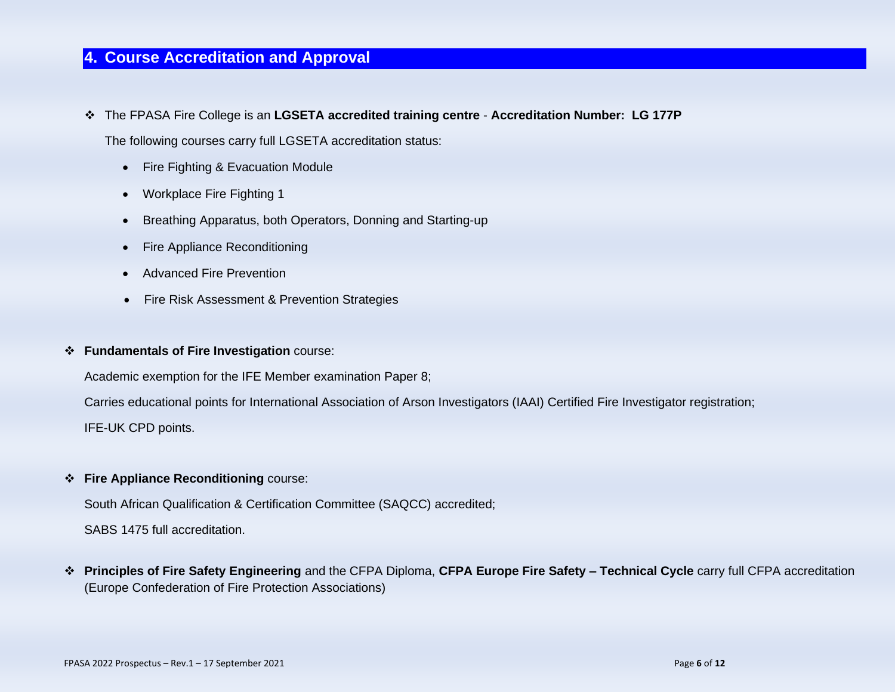## 4. Course Accreditation and Approval

- The FPASA Fire College is an **LGSETA accredited training centre** - **Accreditation Number: LG 177P**

  The following courses carry full LGSETA accreditation status:

  - Fire Fighting & Evacuation Module
  - Workplace Fire Fighting 1
  - Breathing Apparatus, both Operators, Donning and Starting-up
  - Fire Appliance Reconditioning
  - Advanced Fire Prevention
  - Fire Risk Assessment & Prevention Strategies

- **Fundamentals of Fire Investigation** course:

  Academic exemption for the IFE Member examination Paper 8;

  Carries educational points for International Association of Arson Investigators (IAAI) Certified Fire Investigator registration;

  IFE-UK CPD points.

- **Fire Appliance Reconditioning** course:

  South African Qualification & Certification Committee (SAQCC) accredited;

  SABS 1475 full accreditation.

- **Principles of Fire Safety Engineering** and the CFPA Diploma, **CFPA Europe Fire Safety – Technical Cycle** carry full CFPA accreditation (Europe Confederation of Fire Protection Associations)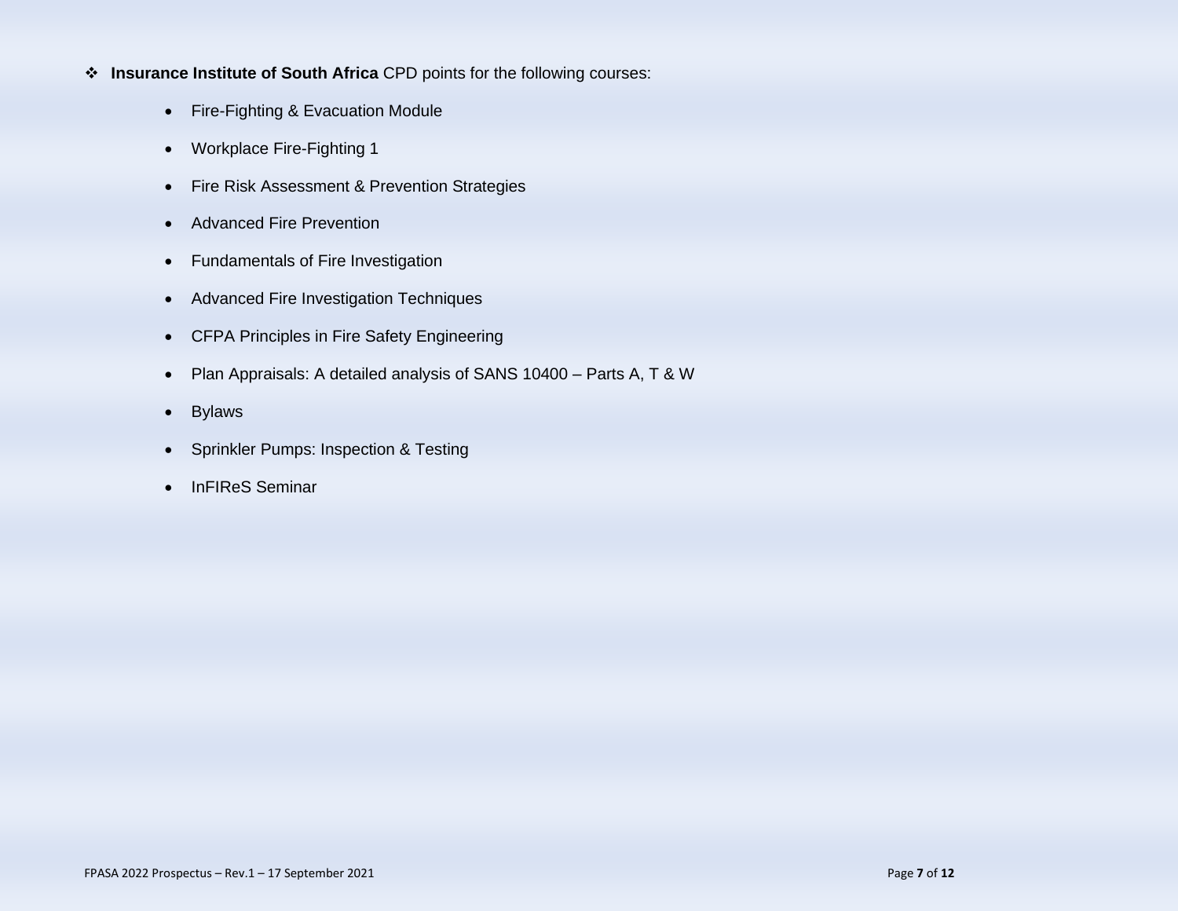- **Insurance Institute of South Africa** CPD points for the following courses:
    - Fire-Fighting & Evacuation Module
    - Workplace Fire-Fighting 1
    - Fire Risk Assessment & Prevention Strategies
    - Advanced Fire Prevention
    - Fundamentals of Fire Investigation
    - Advanced Fire Investigation Techniques
    - CFPA Principles in Fire Safety Engineering
    - Plan Appraisals: A detailed analysis of SANS 10400 – Parts A, T & W
    - Bylaws
    - Sprinkler Pumps: Inspection & Testing
    - InFIReS Seminar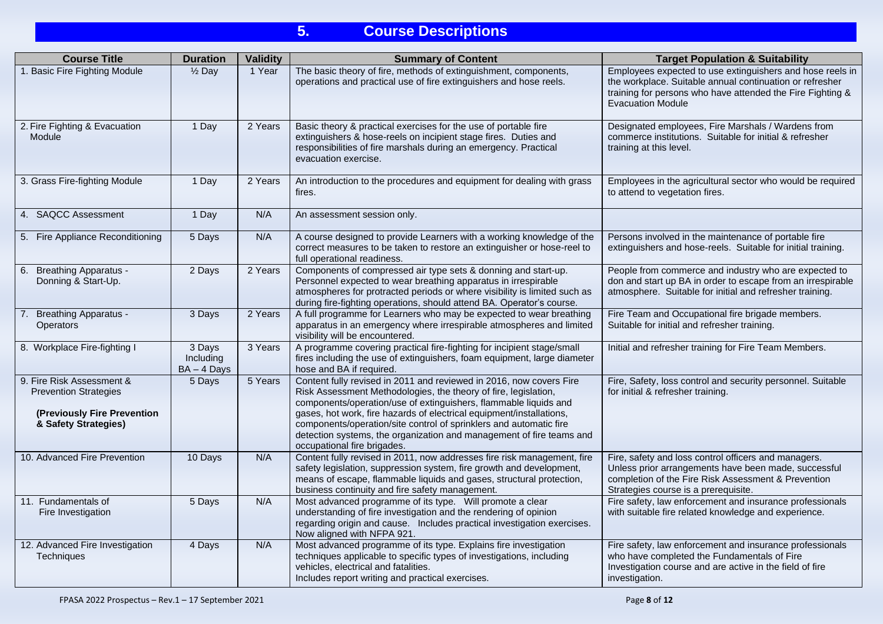# 5. Course Descriptions

| Course Title | Duration | Validity | Summary of Content | Target Population & Suitability |
|---|---|---|---|---|
| 1. Basic Fire Fighting Module | ½ Day | 1 Year | The basic theory of fire, methods of extinguishment, components, operations and practical use of fire extinguishers and hose reels. | Employees expected to use extinguishers and hose reels in the workplace. Suitable annual continuation or refresher training for persons who have attended the Fire Fighting & Evacuation Module |
| 2. Fire Fighting & Evacuation Module | 1 Day | 2 Years | Basic theory & practical exercises for the use of portable fire extinguishers & hose-reels on incipient stage fires. Duties and responsibilities of fire marshals during an emergency. Practical evacuation exercise. | Designated employees, Fire Marshals / Wardens from commerce institutions. Suitable for initial & refresher training at this level. |
| 3. Grass Fire-fighting Module | 1 Day | 2 Years | An introduction to the procedures and equipment for dealing with grass fires. | Employees in the agricultural sector who would be required to attend to vegetation fires. |
| 4. SAQCC Assessment | 1 Day | N/A | An assessment session only. | |
| 5. Fire Appliance Reconditioning | 5 Days | N/A | A course designed to provide Learners with a working knowledge of the correct measures to be taken to restore an extinguisher or hose-reel to full operational readiness. | Persons involved in the maintenance of portable fire extinguishers and hose-reels. Suitable for initial training. |
| 6. Breathing Apparatus - Donning & Start-Up. | 2 Days | 2 Years | Components of compressed air type sets & donning and start-up. Personnel expected to wear breathing apparatus in irrespirable atmospheres for protracted periods or where visibility is limited such as during fire-fighting operations, should attend BA. Operator's course. | People from commerce and industry who are expected to don and start up BA in order to escape from an irrespirable atmosphere. Suitable for initial and refresher training. |
| 7. Breathing Apparatus - Operators | 3 Days | 2 Years | A full programme for Learners who may be expected to wear breathing apparatus in an emergency where irrespirable atmospheres and limited visibility will be encountered. | Fire Team and Occupational fire brigade members. Suitable for initial and refresher training. |
| 8. Workplace Fire-fighting I | 3 Days Including BA – 4 Days | 3 Years | A programme covering practical fire-fighting for incipient stage/small fires including the use of extinguishers, foam equipment, large diameter hose and BA if required. | Initial and refresher training for Fire Team Members. |
| 9. Fire Risk Assessment & Prevention Strategies **(Previously Fire Prevention & Safety Strategies)** | 5 Days | 5 Years | Content fully revised in 2011 and reviewed in 2016, now covers Fire Risk Assessment Methodologies, the theory of fire, legislation, components/operation/use of extinguishers, flammable liquids and gases, hot work, fire hazards of electrical equipment/installations, components/operation/site control of sprinklers and automatic fire detection systems, the organization and management of fire teams and occupational fire brigades. | Fire, Safety, loss control and security personnel. Suitable for initial & refresher training. |
| 10. Advanced Fire Prevention | 10 Days | N/A | Content fully revised in 2011, now addresses fire risk management, fire safety legislation, suppression system, fire growth and development, means of escape, flammable liquids and gases, structural protection, business continuity and fire safety management. | Fire, safety and loss control officers and managers. Unless prior arrangements have been made, successful completion of the Fire Risk Assessment & Prevention Strategies course is a prerequisite. |
| 11. Fundamentals of Fire Investigation | 5 Days | N/A | Most advanced programme of its type. Will promote a clear understanding of fire investigation and the rendering of opinion regarding origin and cause. Includes practical investigation exercises. Now aligned with NFPA 921. | Fire safety, law enforcement and insurance professionals with suitable fire related knowledge and experience. |
| 12. Advanced Fire Investigation Techniques | 4 Days | N/A | Most advanced programme of its type. Explains fire investigation techniques applicable to specific types of investigations, including vehicles, electrical and fatalities. Includes report writing and practical exercises. | Fire safety, law enforcement and insurance professionals who have completed the Fundamentals of Fire Investigation course and are active in the field of fire investigation. |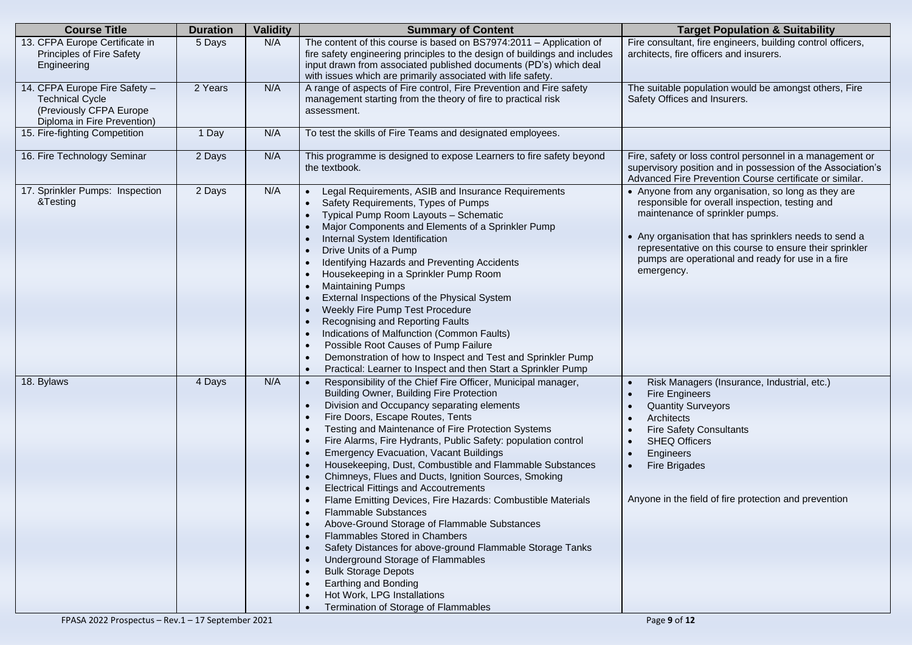| Course Title | Duration | Validity | Summary of Content | Target Population & Suitability |
|---|---|---|---|---|
| 13. CFPA Europe Certificate in Principles of Fire Safety Engineering | 5 Days | N/A | The content of this course is based on BS7974:2011 – Application of fire safety engineering principles to the design of buildings and includes input drawn from associated published documents (PD's) which deal with issues which are primarily associated with life safety. | Fire consultant, fire engineers, building control officers, architects, fire officers and insurers. |
| 14. CFPA Europe Fire Safety – Technical Cycle (Previously CFPA Europe Diploma in Fire Prevention) | 2 Years | N/A | A range of aspects of Fire control, Fire Prevention and Fire safety management starting from the theory of fire to practical risk assessment. | The suitable population would be amongst others, Fire Safety Offices and Insurers. |
| 15. Fire-fighting Competition | 1 Day | N/A | To test the skills of Fire Teams and designated employees. | |
| 16. Fire Technology Seminar | 2 Days | N/A | This programme is designed to expose Learners to fire safety beyond the textbook. | Fire, safety or loss control personnel in a management or supervisory position and in possession of the Association's Advanced Fire Prevention Course certificate or similar. |
| 17. Sprinkler Pumps: Inspection &Testing | 2 Days | N/A | • Legal Requirements, ASIB and Insurance Requirements<br>• Safety Requirements, Types of Pumps<br>• Typical Pump Room Layouts – Schematic<br>• Major Components and Elements of a Sprinkler Pump<br>• Internal System Identification<br>• Drive Units of a Pump<br>• Identifying Hazards and Preventing Accidents<br>• Housekeeping in a Sprinkler Pump Room<br>• Maintaining Pumps<br>• External Inspections of the Physical System<br>• Weekly Fire Pump Test Procedure<br>• Recognising and Reporting Faults<br>• Indications of Malfunction (Common Faults)<br>• Possible Root Causes of Pump Failure<br>• Demonstration of how to Inspect and Test and Sprinkler Pump<br>• Practical: Learner to Inspect and then Start a Sprinkler Pump | • Anyone from any organisation, so long as they are responsible for overall inspection, testing and maintenance of sprinkler pumps.<br><br>• Any organisation that has sprinklers needs to send a representative on this course to ensure their sprinkler pumps are operational and ready for use in a fire emergency. |
| 18. Bylaws | 4 Days | N/A | • Responsibility of the Chief Fire Officer, Municipal manager, Building Owner, Building Fire Protection<br>• Division and Occupancy separating elements<br>• Fire Doors, Escape Routes, Tents<br>• Testing and Maintenance of Fire Protection Systems<br>• Fire Alarms, Fire Hydrants, Public Safety: population control<br>• Emergency Evacuation, Vacant Buildings<br>• Housekeeping, Dust, Combustible and Flammable Substances<br>• Chimneys, Flues and Ducts, Ignition Sources, Smoking<br>• Electrical Fittings and Accoutrements<br>• Flame Emitting Devices, Fire Hazards: Combustible Materials<br>• Flammable Substances<br>• Above-Ground Storage of Flammable Substances<br>• Flammables Stored in Chambers<br>• Safety Distances for above-ground Flammable Storage Tanks<br>• Underground Storage of Flammables<br>• Bulk Storage Depots<br>• Earthing and Bonding<br>• Hot Work, LPG Installations<br>• Termination of Storage of Flammables | • Risk Managers (Insurance, Industrial, etc.)<br>• Fire Engineers<br>• Quantity Surveyors<br>• Architects<br>• Fire Safety Consultants<br>• SHEQ Officers<br>• Engineers<br>• Fire Brigades<br><br>Anyone in the field of fire protection and prevention |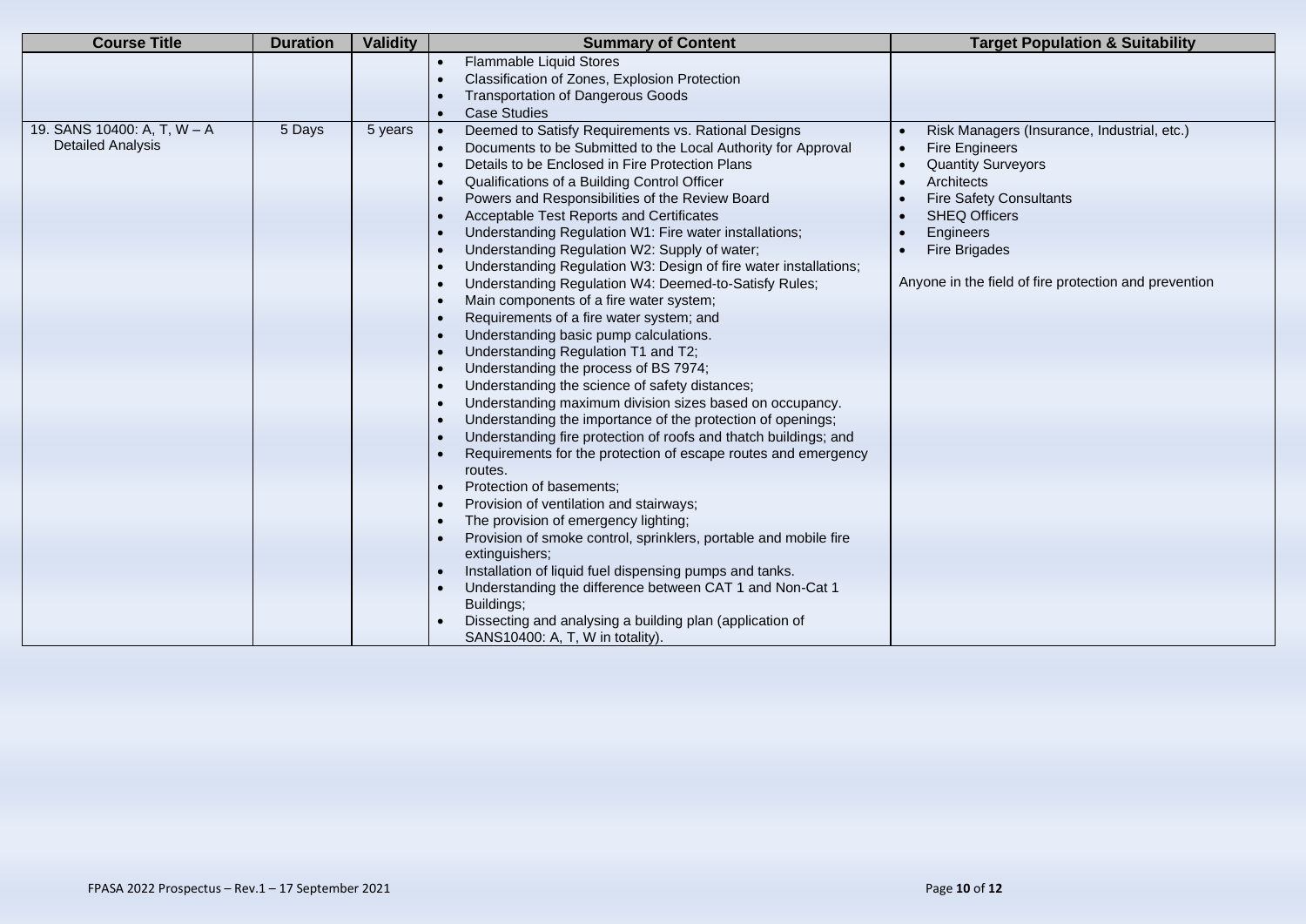| Course Title | Duration | Validity | Summary of Content | Target Population & Suitability |
|---|---|---|---|---|
| | | | • Flammable Liquid Stores<br>• Classification of Zones, Explosion Protection<br>• Transportation of Dangerous Goods<br>• Case Studies | |
| 19. SANS 10400: A, T, W – A Detailed Analysis | 5 Days | 5 years | • Deemed to Satisfy Requirements vs. Rational Designs<br>• Documents to be Submitted to the Local Authority for Approval<br>• Details to be Enclosed in Fire Protection Plans<br>• Qualifications of a Building Control Officer<br>• Powers and Responsibilities of the Review Board<br>• Acceptable Test Reports and Certificates<br>• Understanding Regulation W1: Fire water installations;<br>• Understanding Regulation W2: Supply of water;<br>• Understanding Regulation W3: Design of fire water installations;<br>• Understanding Regulation W4: Deemed-to-Satisfy Rules;<br>• Main components of a fire water system;<br>• Requirements of a fire water system; and<br>• Understanding basic pump calculations.<br>• Understanding Regulation T1 and T2;<br>• Understanding the process of BS 7974;<br>• Understanding the science of safety distances;<br>• Understanding maximum division sizes based on occupancy.<br>• Understanding the importance of the protection of openings;<br>• Understanding fire protection of roofs and thatch buildings; and<br>• Requirements for the protection of escape routes and emergency routes.<br>• Protection of basements;<br>• Provision of ventilation and stairways;<br>• The provision of emergency lighting;<br>• Provision of smoke control, sprinklers, portable and mobile fire extinguishers;<br>• Installation of liquid fuel dispensing pumps and tanks.<br>• Understanding the difference between CAT 1 and Non-Cat 1 Buildings;<br>• Dissecting and analysing a building plan (application of SANS10400: A, T, W in totality). | • Risk Managers (Insurance, Industrial, etc.)<br>• Fire Engineers<br>• Quantity Surveyors<br>• Architects<br>• Fire Safety Consultants<br>• SHEQ Officers<br>• Engineers<br>• Fire Brigades<br><br>Anyone in the field of fire protection and prevention |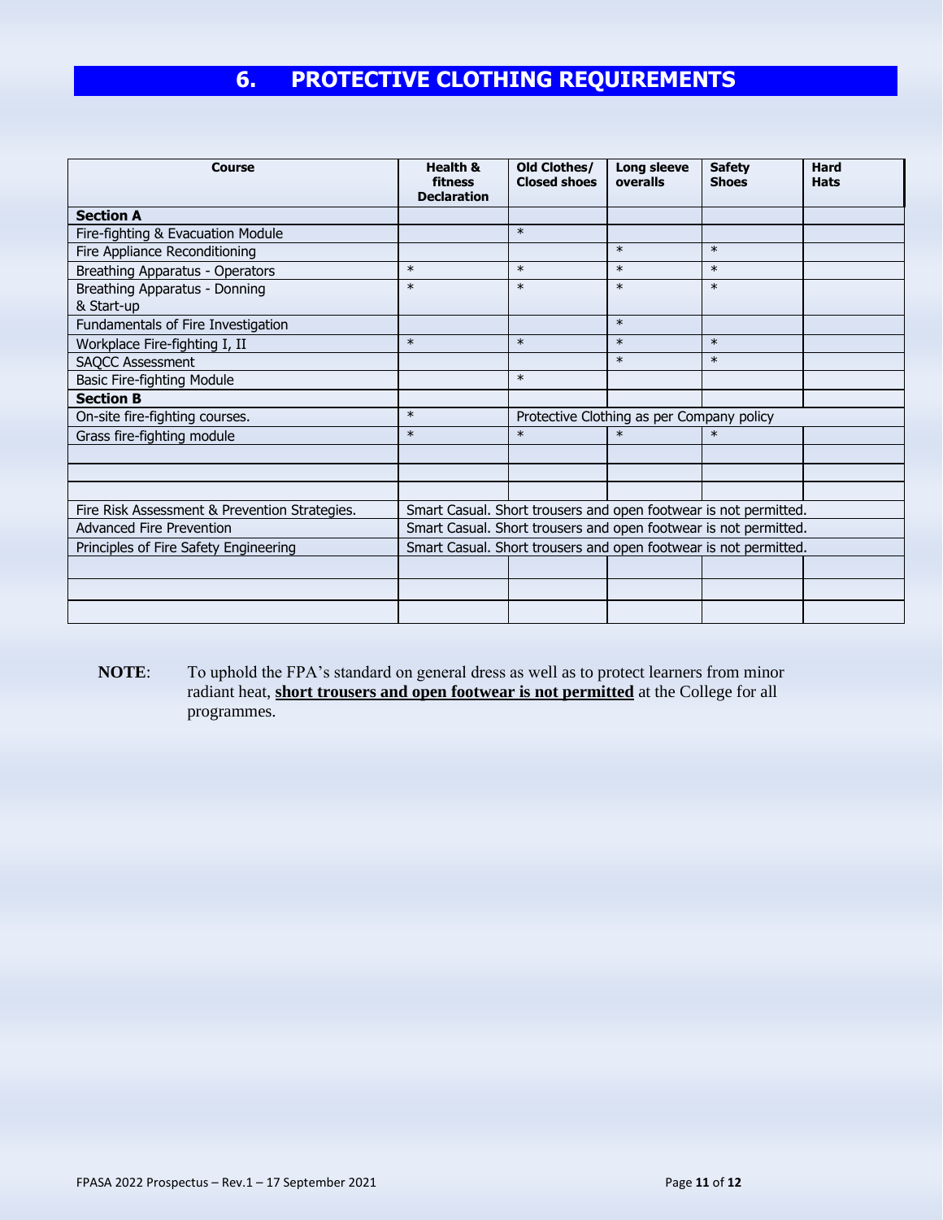# 6. PROTECTIVE CLOTHING REQUIREMENTS

| Course | Health & fitness Declaration | Old Clothes/ Closed shoes | Long sleeve overalls | Safety Shoes | Hard Hats |
|---|---|---|---|---|---|
| **Section A** | | | | | |
| Fire-fighting & Evacuation Module | | * | | | |
| Fire Appliance Reconditioning | | | * | * | |
| Breathing Apparatus - Operators | * | * | * | * | |
| Breathing Apparatus - Donning & Start-up | * | * | * | * | |
| Fundamentals of Fire Investigation | | | * | | |
| Workplace Fire-fighting I, II | * | * | * | * | |
| SAQCC Assessment | | | * | * | |
| Basic Fire-fighting Module | | * | | | |
| **Section B** | | | | | |
| On-site fire-fighting courses. | * | Protective Clothing as per Company policy | | | |
| Grass fire-fighting module | * | * | * | * | |
| | | | | | |
| | | | | | |
| | | | | | |
| Fire Risk Assessment & Prevention Strategies. | Smart Casual. Short trousers and open footwear is not permitted. | | | | |
| Advanced Fire Prevention | Smart Casual. Short trousers and open footwear is not permitted. | | | | |
| Principles of Fire Safety Engineering | Smart Casual. Short trousers and open footwear is not permitted. | | | | |
| | | | | | |
| | | | | | |
| | | | | | |

**NOTE**: To uphold the FPA's standard on general dress as well as to protect learners from minor radiant heat, **short trousers and open footwear is not permitted** at the College for all programmes.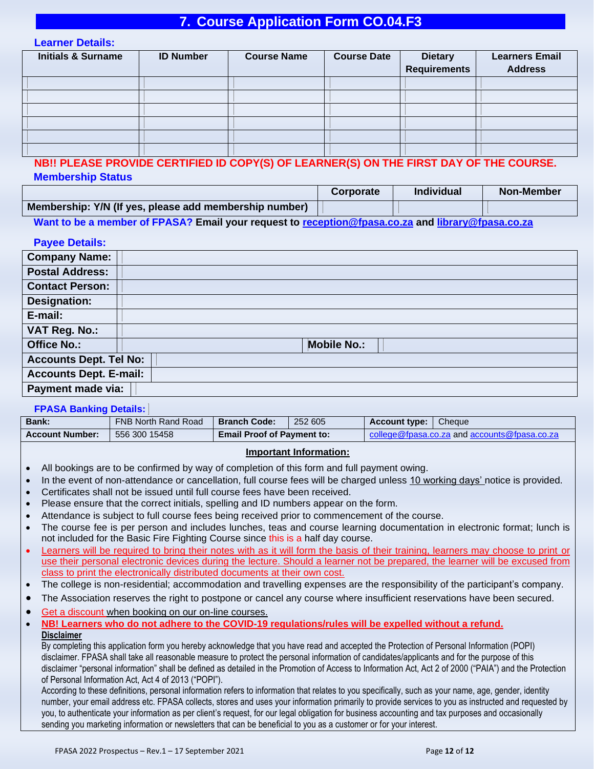# 7. Course Application Form CO.04.F3

**Learner Details:**

| Initials & Surname | ID Number | Course Name | Course Date | Dietary Requirements | Learners Email Address |
|---|---|---|---|---|---|
| | | | | | |
| | | | | | |
| | | | | | |
| | | | | | |
| | | | | | |
| | | | | | |

**NB!! PLEASE PROVIDE CERTIFIED ID COPY(S) OF LEARNER(S) ON THE FIRST DAY OF THE COURSE.**

**Membership Status**

| | Corporate | Individual | Non-Member |
|---|---|---|---|
| **Membership: Y/N (If yes, please add membership number)** | | | |

**Want to be a member of FPASA? Email your request to reception@fpasa.co.za and library@fpasa.co.za**

**Payee Details:**

| | | | |
|---|---|---|---|
| **Company Name:** | | | |
| **Postal Address:** | | | |
| **Contact Person:** | | | |
| **Designation:** | | | |
| **E-mail:** | | | |
| **VAT Reg. No.:** | | | |
| **Office No.:** | | **Mobile No.:** | |
| **Accounts Dept. Tel No:** | | | |
| **Accounts Dept. E-mail:** | | | |
| **Payment made via:** | | | |

**FPASA Banking Details:**

| | | | | | |
|---|---|---|---|---|---|
| **Bank:** | FNB North Rand Road | **Branch Code:** | 252 605 | **Account type:** | Cheque |
| **Account Number:** | 556 300 15458 | **Email Proof of Payment to:** | | college@fpasa.co.za and accounts@fpasa.co.za | |

**Important Information:**

- All bookings are to be confirmed by way of completion of this form and full payment owing.
- In the event of non-attendance or cancellation, full course fees will be charged unless 10 working days' notice is provided.
- Certificates shall not be issued until full course fees have been received.
- Please ensure that the correct initials, spelling and ID numbers appear on the form.
- Attendance is subject to full course fees being received prior to commencement of the course.
- The course fee is per person and includes lunches, teas and course learning documentation in electronic format; lunch is not included for the Basic Fire Fighting Course since this is a half day course.
- Learners will be required to bring their notes with as it will form the basis of their training, learners may choose to print or use their personal electronic devices during the lecture. Should a learner not be prepared, the learner will be excused from class to print the electronically distributed documents at their own cost.
- The college is non-residential; accommodation and travelling expenses are the responsibility of the participant's company.
- The Association reserves the right to postpone or cancel any course where insufficient reservations have been secured.
- Get a discount when booking on our on-line courses.
- **NB! Learners who do not adhere to the COVID-19 regulations/rules will be expelled without a refund.**

**Disclaimer**

By completing this application form you hereby acknowledge that you have read and accepted the Protection of Personal Information (POPI) disclaimer. FPASA shall take all reasonable measure to protect the personal information of candidates/applicants and for the purpose of this disclaimer "personal information" shall be defined as detailed in the Promotion of Access to Information Act, Act 2 of 2000 ("PAIA") and the Protection of Personal Information Act, Act 4 of 2013 ("POPI").

According to these definitions, personal information refers to information that relates to you specifically, such as your name, age, gender, identity number, your email address etc. FPASA collects, stores and uses your information primarily to provide services to you as instructed and requested by you, to authenticate your information as per client's request, for our legal obligation for business accounting and tax purposes and occasionally sending you marketing information or newsletters that can be beneficial to you as a customer or for your interest.